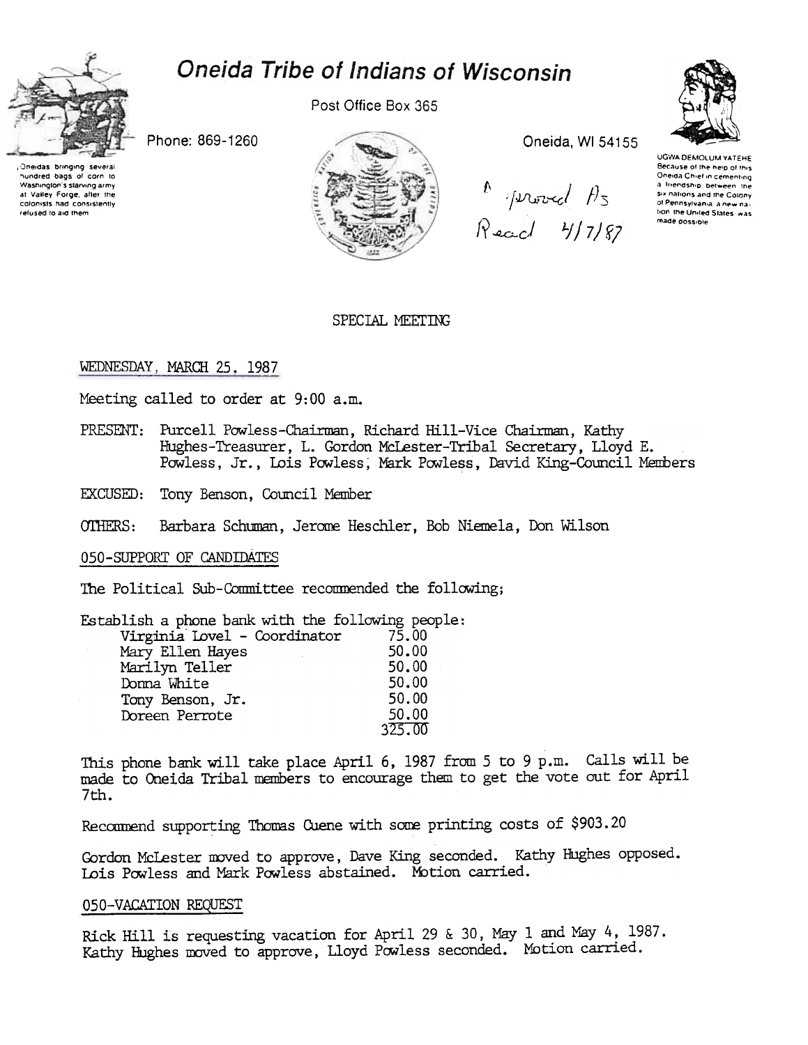# Oneida Tribe of Indians of Wisconsin

Post Office Box 365

Phone: 869-1260

Oneida, WI 54155

Oneidas bringing several hundred bags of corn to Washington's starving army at Valley Forge, after the colonists had consistently refused to aid them

UGWA DEMOLUM YATEHE
Because of the help of this Oneida Chief in cementing a friendship between the six nations and the Colony of Pennsylvania, a new nation the United States was made possible

Approved As Read 4/7/87

## SPECIAL MEETING

WEDNESDAY, MARCH 25, 1987

Meeting called to order at 9:00 a.m.

PRESENT: Purcell Powless-Chairman, Richard Hill-Vice Chairman, Kathy Hughes-Treasurer, L. Gordon McLester-Tribal Secretary, Lloyd E. Powless, Jr., Lois Powless, Mark Powless, David King-Council Members

EXCUSED: Tony Benson, Council Member

OTHERS: Barbara Schuman, Jerome Heschler, Bob Niemela, Don Wilson

### 050-SUPPORT OF CANDIDATES

The Political Sub-Committee recommended the following;

Establish a phone bank with the following people:

| | |
|---|---|
| Virginia Lovel - Coordinator | 75.00 |
| Mary Ellen Hayes | 50.00 |
| Marilyn Teller | 50.00 |
| Donna White | 50.00 |
| Tony Benson, Jr. | 50.00 |
| Doreen Perrote | 50.00 |
| | 325.00 |

This phone bank will take place April 6, 1987 from 5 to 9 p.m. Calls will be made to Oneida Tribal members to encourage them to get the vote out for April 7th.

Recommend supporting Thomas Cuene with some printing costs of $903.20

Gordon McLester moved to approve, Dave King seconded. Kathy Hughes opposed. Lois Powless and Mark Powless abstained. Motion carried.

### 050-VACATION REQUEST

Rick Hill is requesting vacation for April 29 & 30, May 1 and May 4, 1987. Kathy Hughes moved to approve, Lloyd Powless seconded. Motion carried.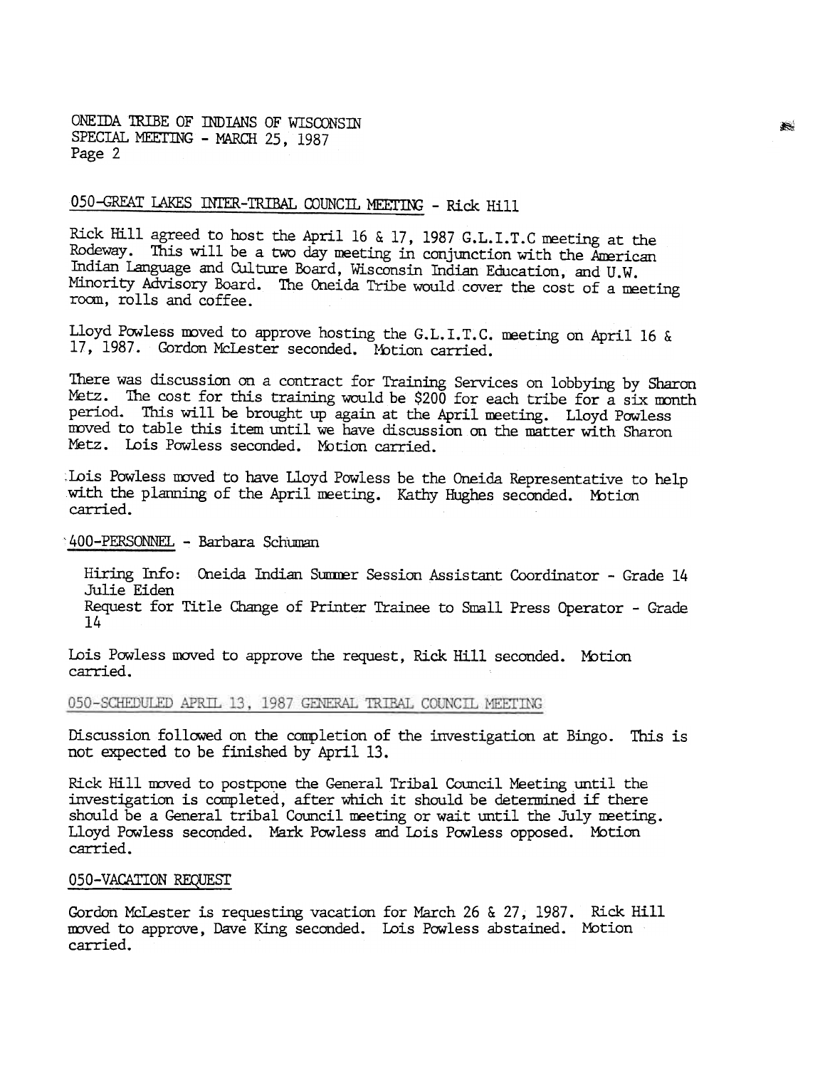## 050-GREAT LAKES INTER-TRIBAL COUNCIL MEETING - Rick Hill

Rick Hill agreed to host the April 16 & 17, 1987 G.L.I.T.C meeting at the Rodeway. This will be a two day meeting in conjunction with the American Indian Language and Culture Board, Wisconsin Indian Education, and U.W. Minority Advisory Board. The Oneida Tribe would cover the cost of a meeting room, rolls and coffee.

Lloyd Powless moved to approve hosting the G.L.I.T.C. meeting on April 16 & 17, 1987. Gordon McLester seconded. Motion carried.

There was discussion on a contract for Training Services on lobbying by Sharon Metz. The cost for this training would be $200 for each tribe for a six month period. This will be brought up again at the April meeting. Lloyd Powless moved to table this item until we have discussion on the matter with Sharon Metz. Lois Powless seconded. Motion carried.

Lois Powless moved to have Lloyd Powless be the Oneida Representative to help with the planning of the April meeting. Kathy Hughes seconded. Motion carried.

## 400-PERSONNEL - Barbara Schuman

Hiring Info: Oneida Indian Summer Session Assistant Coordinator - Grade 14 Julie Eiden
Request for Title Change of Printer Trainee to Small Press Operator - Grade 14

Lois Powless moved to approve the request, Rick Hill seconded. Motion carried.

## 050-SCHEDULED APRIL 13, 1987 GENERAL TRIBAL COUNCIL MEETING

Discussion followed on the completion of the investigation at Bingo. This is not expected to be finished by April 13.

Rick Hill moved to postpone the General Tribal Council Meeting until the investigation is completed, after which it should be determined if there should be a General tribal Council meeting or wait until the July meeting. Lloyd Powless seconded. Mark Powless and Lois Powless opposed. Motion carried.

## 050-VACATION REQUEST

Gordon McLester is requesting vacation for March 26 & 27, 1987. Rick Hill moved to approve, Dave King seconded. Lois Powless abstained. Motion carried.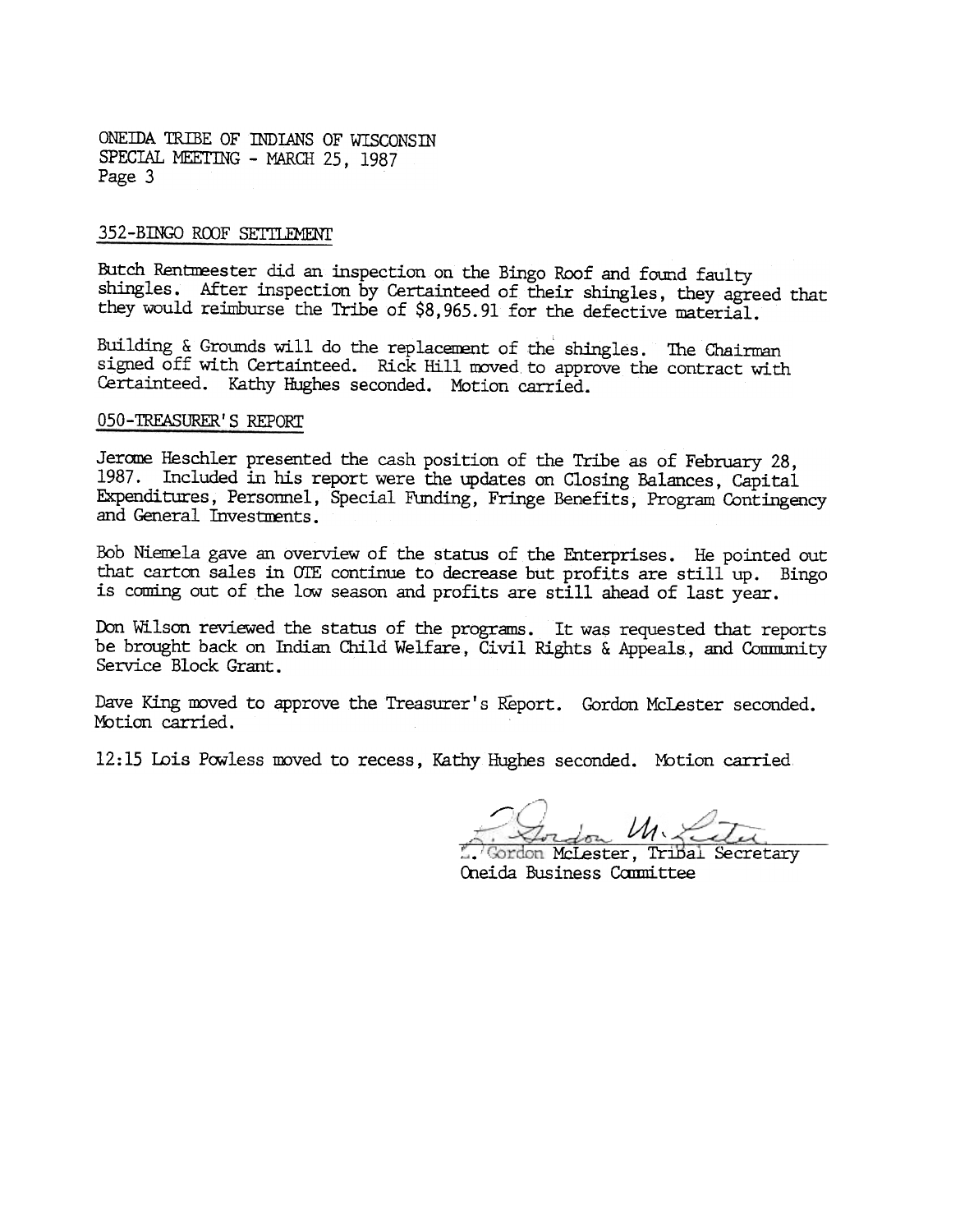ONEIDA TRIBE OF INDIANS OF WISCONSIN
SPECIAL MEETING - MARCH 25, 1987
Page 3

352-BINGO ROOF SETTLEMENT

Butch Rentmeester did an inspection on the Bingo Roof and found faulty shingles. After inspection by Certainteed of their shingles, they agreed that they would reimburse the Tribe of $8,965.91 for the defective material.

Building & Grounds will do the replacement of the shingles. The Chairman signed off with Certainteed. Rick Hill moved to approve the contract with Certainteed. Kathy Hughes seconded. Motion carried.

050-TREASURER'S REPORT

Jerome Heschler presented the cash position of the Tribe as of February 28, 1987. Included in his report were the updates on Closing Balances, Capital Expenditures, Personnel, Special Funding, Fringe Benefits, Program Contingency and General Investments.

Bob Niemela gave an overview of the status of the Enterprises. He pointed out that carton sales in OTE continue to decrease but profits are still up. Bingo is coming out of the low season and profits are still ahead of last year.

Don Wilson reviewed the status of the programs. It was requested that reports be brought back on Indian Child Welfare, Civil Rights & Appeals, and Community Service Block Grant.

Dave King moved to approve the Treasurer's Report. Gordon McLester seconded. Motion carried.

12:15 Lois Powless moved to recess, Kathy Hughes seconded. Motion carried.

L. Gordon McLester, Tribal Secretary
Oneida Business Committee